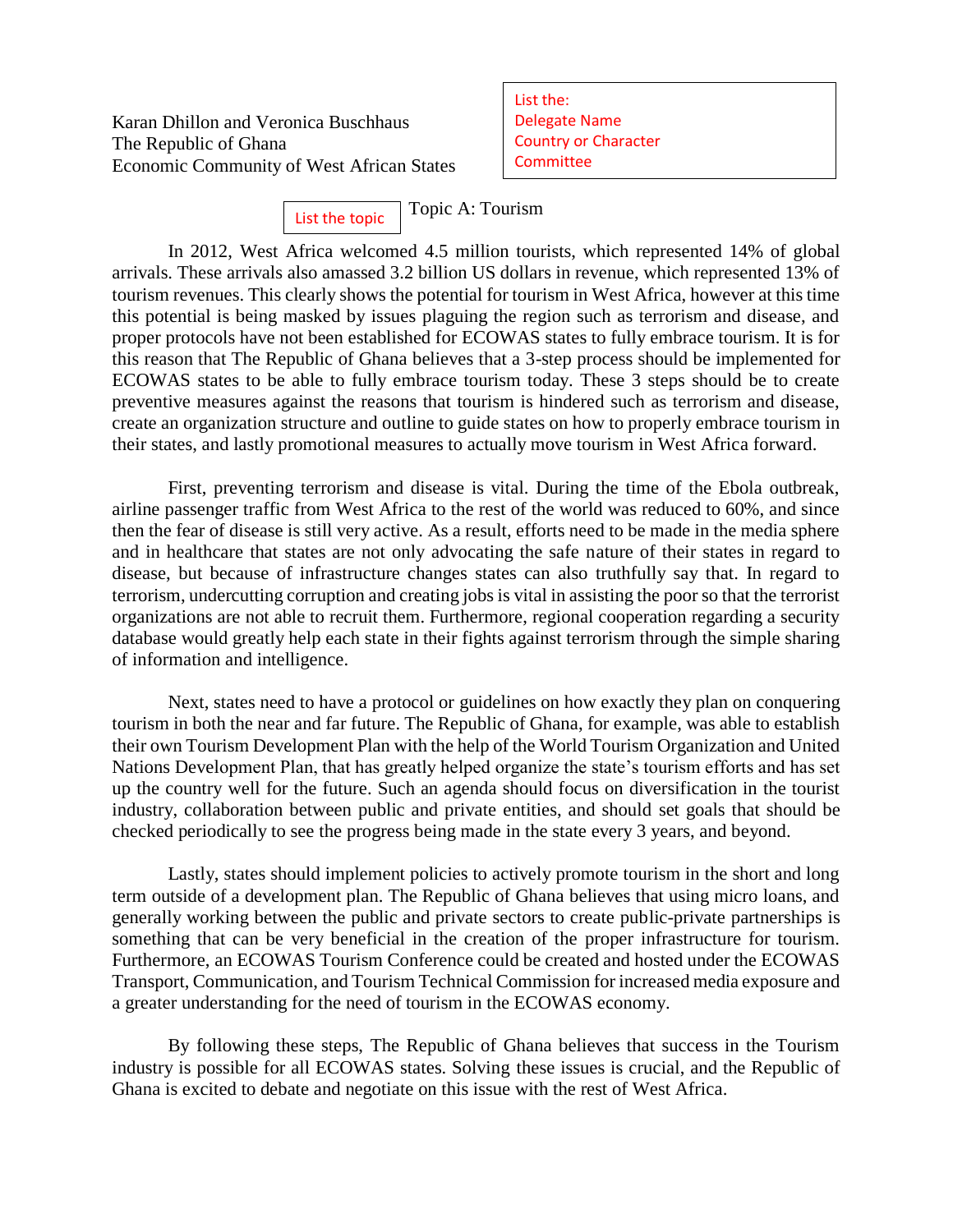Karan Dhillon and Veronica Buschhaus
The Republic of Ghana
Economic Community of West African States

List the:
Delegate Name
Country or Character
Committee

List the topic

Topic A: Tourism

In 2012, West Africa welcomed 4.5 million tourists, which represented 14% of global arrivals. These arrivals also amassed 3.2 billion US dollars in revenue, which represented 13% of tourism revenues. This clearly shows the potential for tourism in West Africa, however at this time this potential is being masked by issues plaguing the region such as terrorism and disease, and proper protocols have not been established for ECOWAS states to fully embrace tourism. It is for this reason that The Republic of Ghana believes that a 3-step process should be implemented for ECOWAS states to be able to fully embrace tourism today. These 3 steps should be to create preventive measures against the reasons that tourism is hindered such as terrorism and disease, create an organization structure and outline to guide states on how to properly embrace tourism in their states, and lastly promotional measures to actually move tourism in West Africa forward.

First, preventing terrorism and disease is vital. During the time of the Ebola outbreak, airline passenger traffic from West Africa to the rest of the world was reduced to 60%, and since then the fear of disease is still very active. As a result, efforts need to be made in the media sphere and in healthcare that states are not only advocating the safe nature of their states in regard to disease, but because of infrastructure changes states can also truthfully say that. In regard to terrorism, undercutting corruption and creating jobs is vital in assisting the poor so that the terrorist organizations are not able to recruit them. Furthermore, regional cooperation regarding a security database would greatly help each state in their fights against terrorism through the simple sharing of information and intelligence.

Next, states need to have a protocol or guidelines on how exactly they plan on conquering tourism in both the near and far future. The Republic of Ghana, for example, was able to establish their own Tourism Development Plan with the help of the World Tourism Organization and United Nations Development Plan, that has greatly helped organize the state's tourism efforts and has set up the country well for the future. Such an agenda should focus on diversification in the tourist industry, collaboration between public and private entities, and should set goals that should be checked periodically to see the progress being made in the state every 3 years, and beyond.

Lastly, states should implement policies to actively promote tourism in the short and long term outside of a development plan. The Republic of Ghana believes that using micro loans, and generally working between the public and private sectors to create public-private partnerships is something that can be very beneficial in the creation of the proper infrastructure for tourism. Furthermore, an ECOWAS Tourism Conference could be created and hosted under the ECOWAS Transport, Communication, and Tourism Technical Commission for increased media exposure and a greater understanding for the need of tourism in the ECOWAS economy.

By following these steps, The Republic of Ghana believes that success in the Tourism industry is possible for all ECOWAS states. Solving these issues is crucial, and the Republic of Ghana is excited to debate and negotiate on this issue with the rest of West Africa.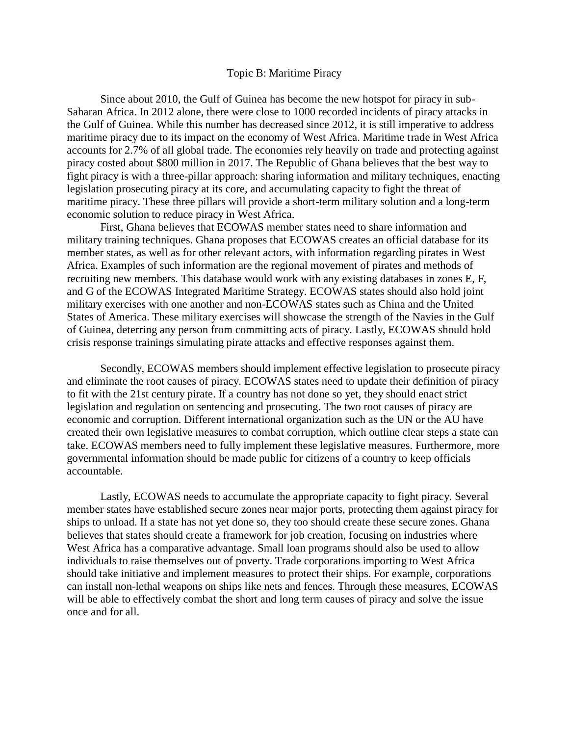## Topic B: Maritime Piracy

Since about 2010, the Gulf of Guinea has become the new hotspot for piracy in sub-Saharan Africa. In 2012 alone, there were close to 1000 recorded incidents of piracy attacks in the Gulf of Guinea. While this number has decreased since 2012, it is still imperative to address maritime piracy due to its impact on the economy of West Africa. Maritime trade in West Africa accounts for 2.7% of all global trade. The economies rely heavily on trade and protecting against piracy costed about $800 million in 2017. The Republic of Ghana believes that the best way to fight piracy is with a three-pillar approach: sharing information and military techniques, enacting legislation prosecuting piracy at its core, and accumulating capacity to fight the threat of maritime piracy. These three pillars will provide a short-term military solution and a long-term economic solution to reduce piracy in West Africa.

First, Ghana believes that ECOWAS member states need to share information and military training techniques. Ghana proposes that ECOWAS creates an official database for its member states, as well as for other relevant actors, with information regarding pirates in West Africa. Examples of such information are the regional movement of pirates and methods of recruiting new members. This database would work with any existing databases in zones E, F, and G of the ECOWAS Integrated Maritime Strategy. ECOWAS states should also hold joint military exercises with one another and non-ECOWAS states such as China and the United States of America. These military exercises will showcase the strength of the Navies in the Gulf of Guinea, deterring any person from committing acts of piracy. Lastly, ECOWAS should hold crisis response trainings simulating pirate attacks and effective responses against them.

Secondly, ECOWAS members should implement effective legislation to prosecute piracy and eliminate the root causes of piracy. ECOWAS states need to update their definition of piracy to fit with the 21st century pirate. If a country has not done so yet, they should enact strict legislation and regulation on sentencing and prosecuting. The two root causes of piracy are economic and corruption. Different international organization such as the UN or the AU have created their own legislative measures to combat corruption, which outline clear steps a state can take. ECOWAS members need to fully implement these legislative measures. Furthermore, more governmental information should be made public for citizens of a country to keep officials accountable.

Lastly, ECOWAS needs to accumulate the appropriate capacity to fight piracy. Several member states have established secure zones near major ports, protecting them against piracy for ships to unload. If a state has not yet done so, they too should create these secure zones. Ghana believes that states should create a framework for job creation, focusing on industries where West Africa has a comparative advantage. Small loan programs should also be used to allow individuals to raise themselves out of poverty. Trade corporations importing to West Africa should take initiative and implement measures to protect their ships. For example, corporations can install non-lethal weapons on ships like nets and fences. Through these measures, ECOWAS will be able to effectively combat the short and long term causes of piracy and solve the issue once and for all.